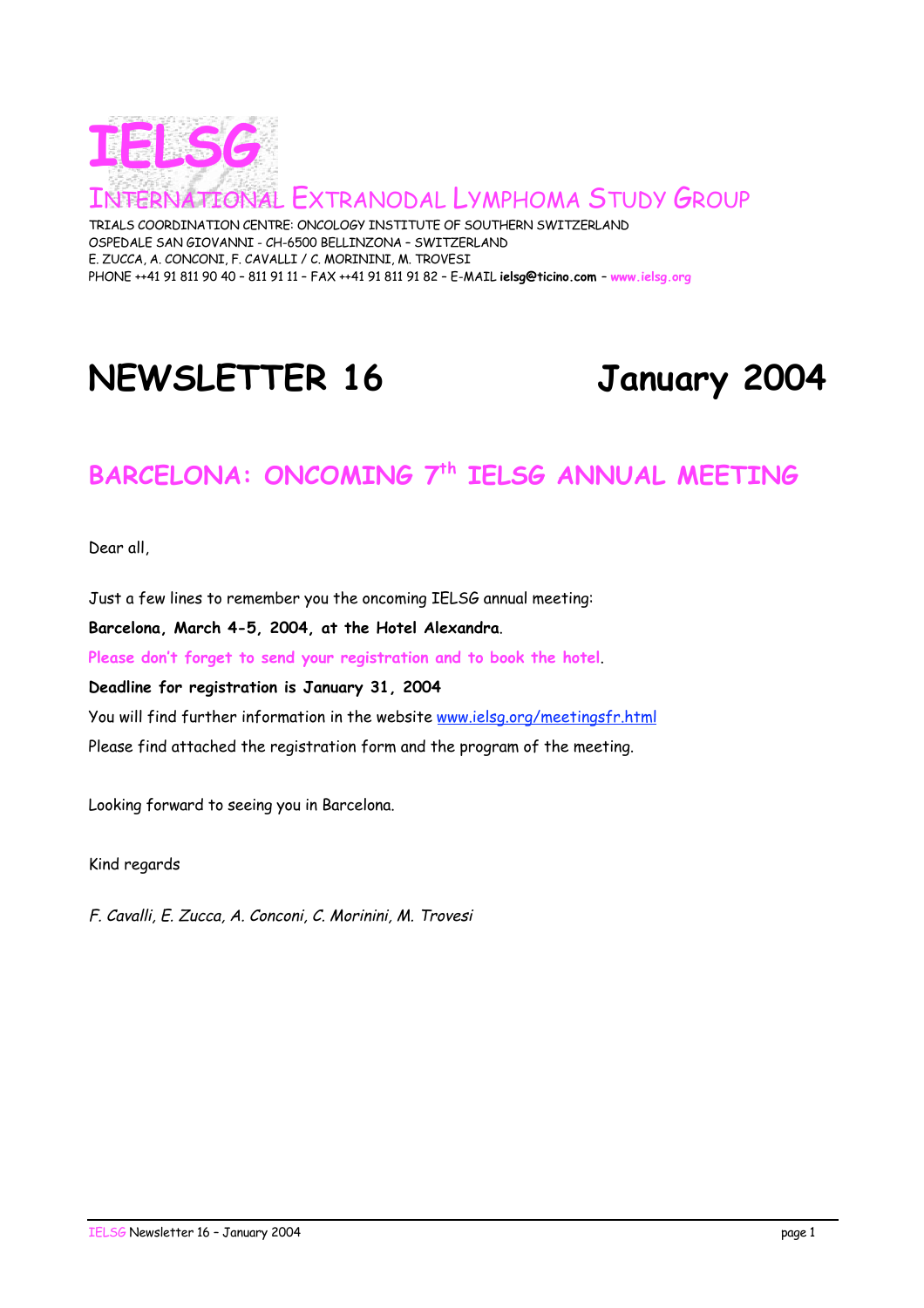# IELSG

## INTERNATIONAL EXTRANODAL LYMPHOMA STUDY GROUP

TRIALS COORDINATION CENTRE: ONCOLOGY INSTITUTE OF SOUTHERN SWITZERLAND
OSPEDALE SAN GIOVANNI - CH-6500 BELLINZONA – SWITZERLAND
E. ZUCCA, A. CONCONI, F. CAVALLI / C. MORININI, M. TROVESI
PHONE ++41 91 811 90 40 – 811 91 11 – FAX ++41 91 811 91 82 – E-MAIL **ielsg@ticino.com** – **www.ielsg.org**

# NEWSLETTER 16 January 2004

## BARCELONA: ONCOMING 7th IELSG ANNUAL MEETING

Dear all,

Just a few lines to remember you the oncoming IELSG annual meeting:

**Barcelona, March 4-5, 2004, at the Hotel Alexandra**.

**Please don't forget to send your registration and to book the hotel**.

**Deadline for registration is January 31, 2004**

You will find further information in the website www.ielsg.org/meetingsfr.html

Please find attached the registration form and the program of the meeting.

Looking forward to seeing you in Barcelona.

Kind regards

*F. Cavalli, E. Zucca, A. Conconi, C. Morinini, M. Trovesi*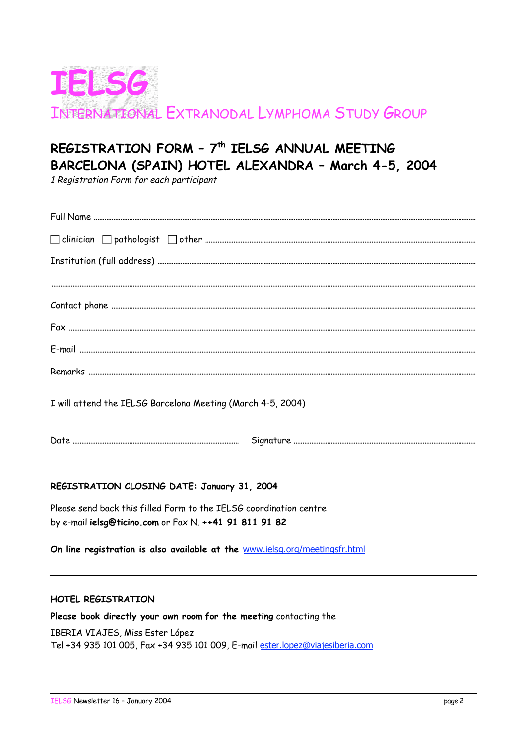# IELSG

INTERNATIONAL EXTRANODAL LYMPHOMA STUDY GROUP

## REGISTRATION FORM – 7th IELSG ANNUAL MEETING BARCELONA (SPAIN) HOTEL ALEXANDRA – March 4-5, 2004

*1 Registration Form for each participant*

Full Name ..........................................................................................................

☐ clinician ☐ pathologist ☐ other ..........................................................................

Institution (full address) ..........................................................................................

..........................................................................................................................

Contact phone ..........................................................................................................

Fax ..........................................................................................................................

E-mail ......................................................................................................................

Remarks ....................................................................................................................

I will attend the IELSG Barcelona Meeting (March 4-5, 2004)

Date .............................................. Signature ..............................................

---

**REGISTRATION CLOSING DATE: January 31, 2004**

Please send back this filled Form to the IELSG coordination centre
by e-mail **ielsg@ticino.com** or Fax N. **++41 91 811 91 82**

**On line registration is also available at the** www.ielsg.org/meetingsfr.html

---

**HOTEL REGISTRATION**

**Please book directly your own room for the meeting** contacting the

IBERIA VIAJES, Miss Ester López
Tel +34 935 101 005, Fax +34 935 101 009, E-mail ester.lopez@viajesiberia.com